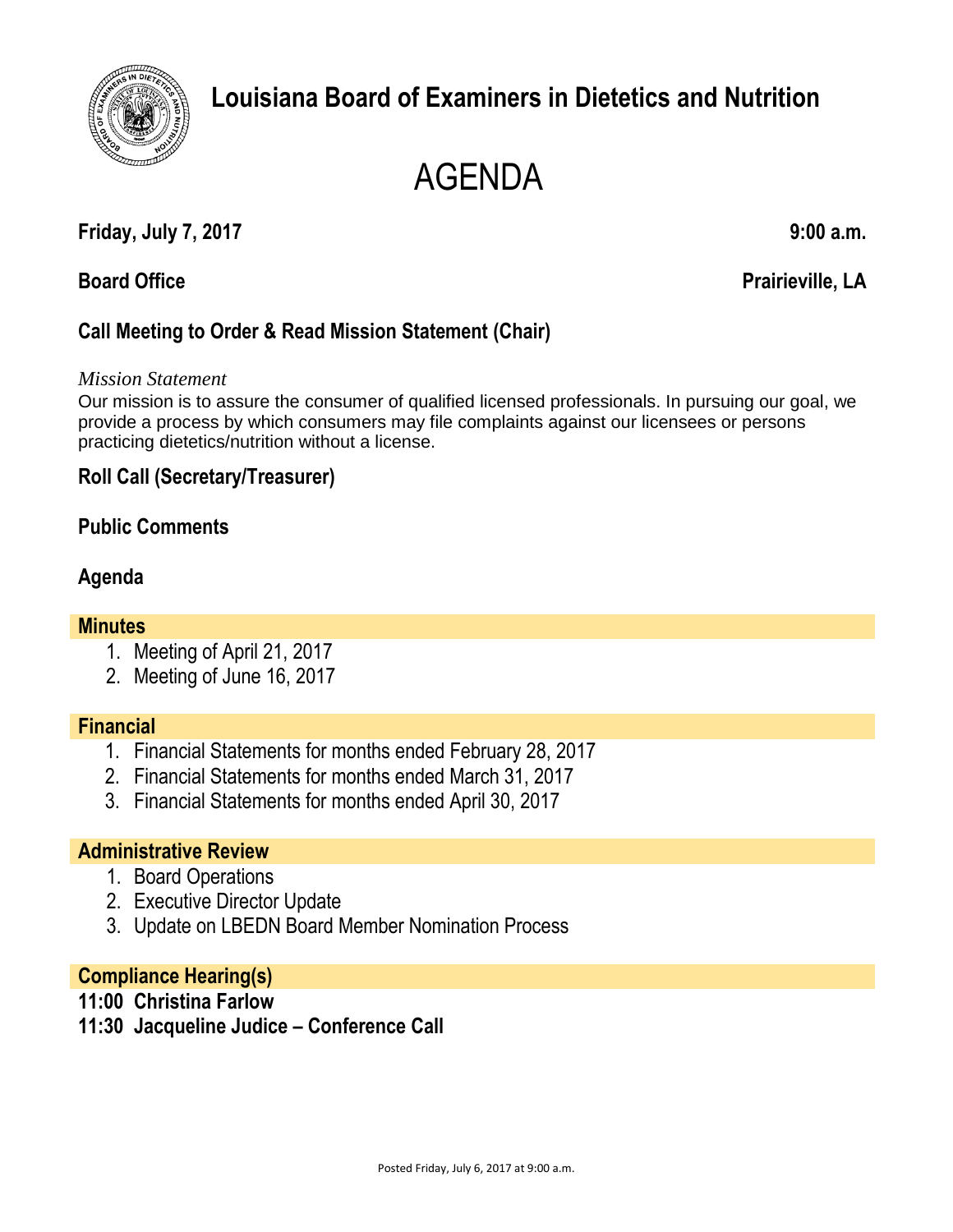# Louisiana Board of Examiners in Dietetics and Nutrition

# AGENDA

**Friday, July 7, 2017** **9:00 a.m.**

**Board Office** **Prairieville, LA**

## Call Meeting to Order & Read Mission Statement (Chair)

*Mission Statement*
Our mission is to assure the consumer of qualified licensed professionals. In pursuing our goal, we provide a process by which consumers may file complaints against our licensees or persons practicing dietetics/nutrition without a license.

## Roll Call (Secretary/Treasurer)

## Public Comments

## Agenda

### Minutes

1. Meeting of April 21, 2017
2. Meeting of June 16, 2017

### Financial

1. Financial Statements for months ended February 28, 2017
2. Financial Statements for months ended March 31, 2017
3. Financial Statements for months ended April 30, 2017

### Administrative Review

1. Board Operations
2. Executive Director Update
3. Update on LBEDN Board Member Nomination Process

### Compliance Hearing(s)

**11:00 Christina Farlow**
**11:30 Jacqueline Judice – Conference Call**

Posted Friday, July 6, 2017 at 9:00 a.m.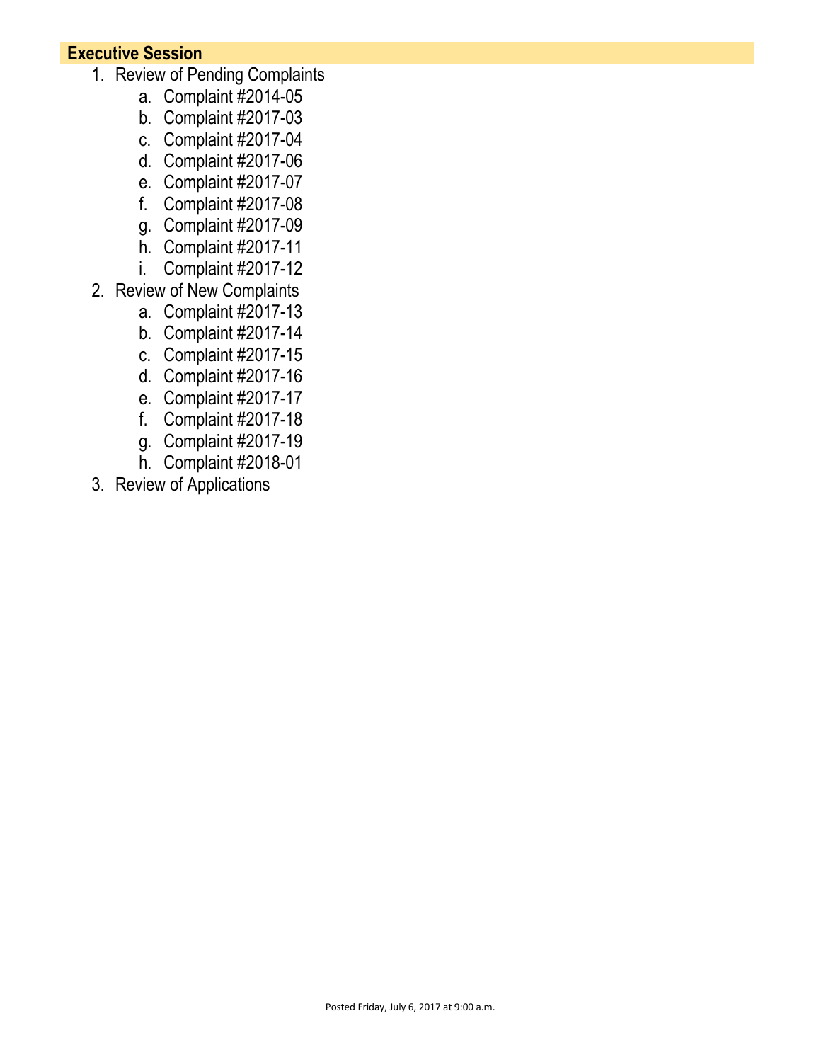## Executive Session

1. Review of Pending Complaints
   a. Complaint #2014-05
   b. Complaint #2017-03
   c. Complaint #2017-04
   d. Complaint #2017-06
   e. Complaint #2017-07
   f. Complaint #2017-08
   g. Complaint #2017-09
   h. Complaint #2017-11
   i. Complaint #2017-12
2. Review of New Complaints
   a. Complaint #2017-13
   b. Complaint #2017-14
   c. Complaint #2017-15
   d. Complaint #2017-16
   e. Complaint #2017-17
   f. Complaint #2017-18
   g. Complaint #2017-19
   h. Complaint #2018-01
3. Review of Applications

Posted Friday, July 6, 2017 at 9:00 a.m.